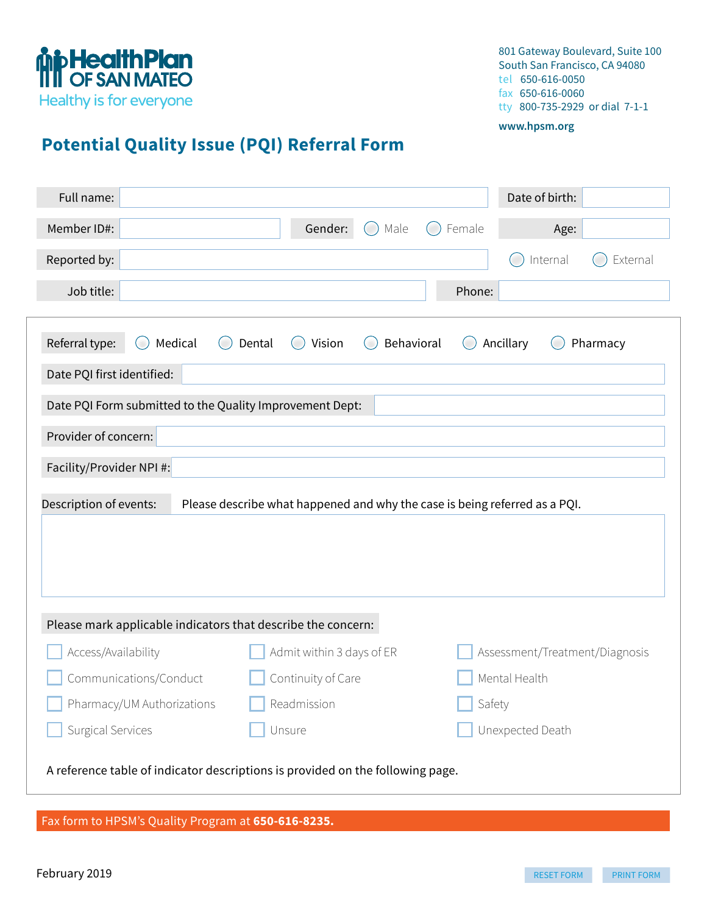**HealthPlan OF SAN MATEO**
Healthy is for everyone

801 Gateway Boulevard, Suite 100
South San Francisco, CA 94080
tel 650-616-0050
fax 650-616-0060
tty 800-735-2929 or dial 7-1-1

www.hpsm.org

# Potential Quality Issue (PQI) Referral Form

Full name: | Date of birth:

Member ID#: | Gender: ◯ Male ◯ Female | Age:

Reported by: | ◯ Internal ◯ External

Job title: | Phone:

Referral type: ◯ Medical ◯ Dental ◯ Vision ◯ Behavioral ◯ Ancillary ◯ Pharmacy

Date PQI first identified:

Date PQI Form submitted to the Quality Improvement Dept:

Provider of concern:

Facility/Provider NPI #:

Description of events: Please describe what happened and why the case is being referred as a PQI.

Please mark applicable indicators that describe the concern:

- ☐ Access/Availability
- ☐ Admit within 3 days of ER
- ☐ Assessment/Treatment/Diagnosis
- ☐ Communications/Conduct
- ☐ Continuity of Care
- ☐ Mental Health
- ☐ Pharmacy/UM Authorizations
- ☐ Readmission
- ☐ Safety
- ☐ Surgical Services
- ☐ Unsure
- ☐ Unexpected Death

A reference table of indicator descriptions is provided on the following page.

Fax form to HPSM's Quality Program at **650-616-8235.**

February 2019

RESET FORM PRINT FORM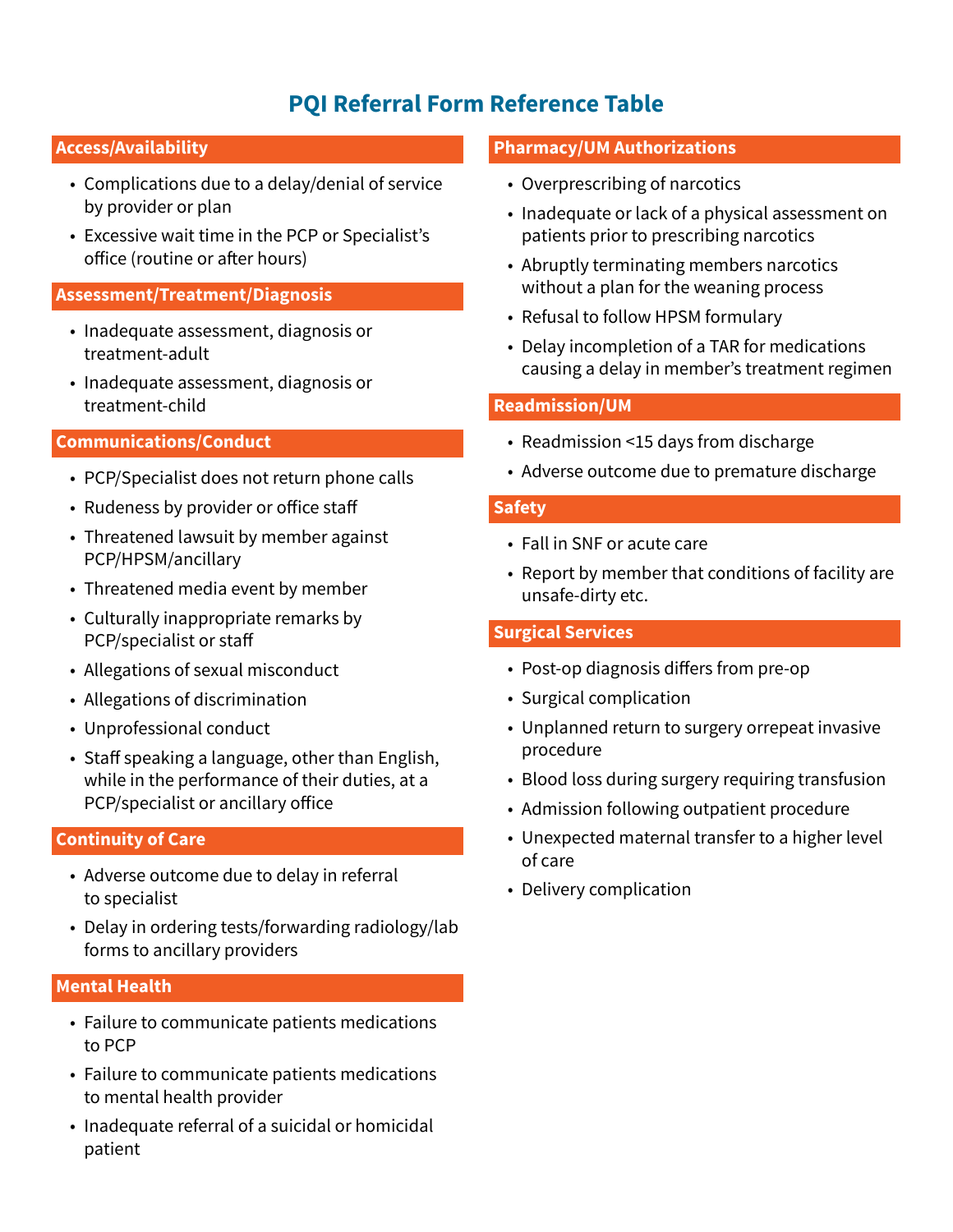# PQI Referral Form Reference Table

## Access/Availability

- Complications due to a delay/denial of service by provider or plan
- Excessive wait time in the PCP or Specialist's office (routine or after hours)

## Assessment/Treatment/Diagnosis

- Inadequate assessment, diagnosis or treatment-adult
- Inadequate assessment, diagnosis or treatment-child

## Communications/Conduct

- PCP/Specialist does not return phone calls
- Rudeness by provider or office staff
- Threatened lawsuit by member against PCP/HPSM/ancillary
- Threatened media event by member
- Culturally inappropriate remarks by PCP/specialist or staff
- Allegations of sexual misconduct
- Allegations of discrimination
- Unprofessional conduct
- Staff speaking a language, other than English, while in the performance of their duties, at a PCP/specialist or ancillary office

## Continuity of Care

- Adverse outcome due to delay in referral to specialist
- Delay in ordering tests/forwarding radiology/lab forms to ancillary providers

## Mental Health

- Failure to communicate patients medications to PCP
- Failure to communicate patients medications to mental health provider
- Inadequate referral of a suicidal or homicidal patient

## Pharmacy/UM Authorizations

- Overprescribing of narcotics
- Inadequate or lack of a physical assessment on patients prior to prescribing narcotics
- Abruptly terminating members narcotics without a plan for the weaning process
- Refusal to follow HPSM formulary
- Delay incompletion of a TAR for medications causing a delay in member's treatment regimen

## Readmission/UM

- Readmission <15 days from discharge
- Adverse outcome due to premature discharge

## Safety

- Fall in SNF or acute care
- Report by member that conditions of facility are unsafe-dirty etc.

## Surgical Services

- Post-op diagnosis differs from pre-op
- Surgical complication
- Unplanned return to surgery orrepeat invasive procedure
- Blood loss during surgery requiring transfusion
- Admission following outpatient procedure
- Unexpected maternal transfer to a higher level of care
- Delivery complication